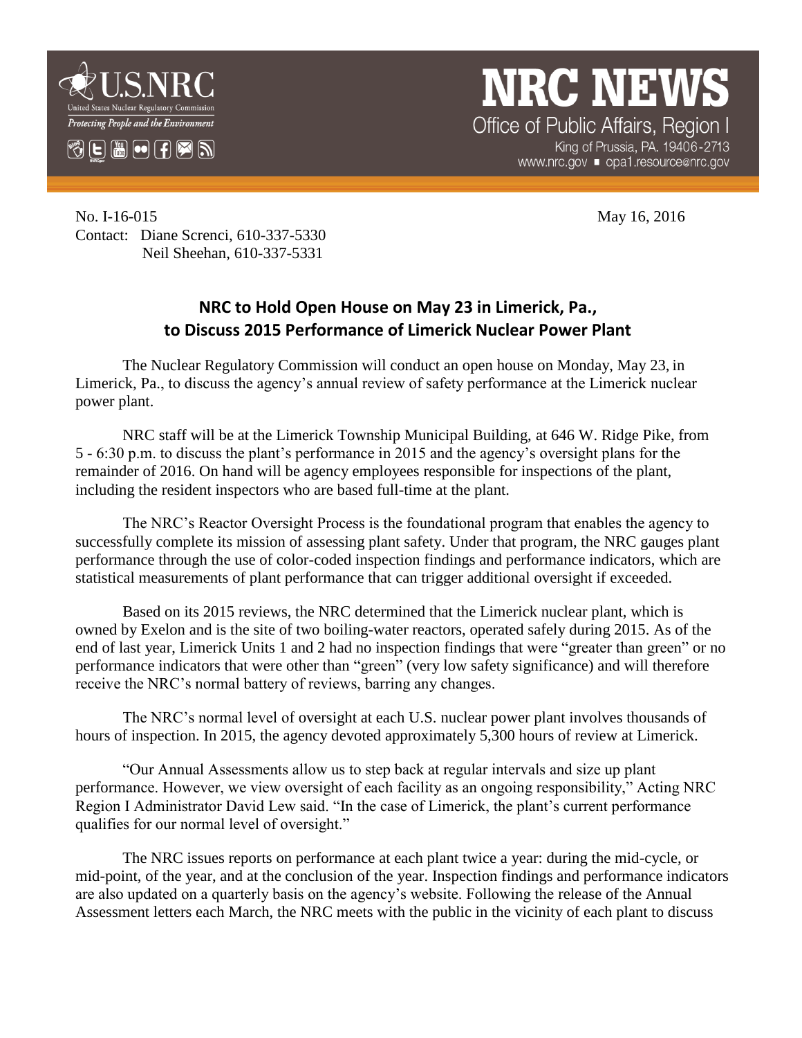**U.S.NRC**
United States Nuclear Regulatory Commission
*Protecting People and the Environment*

# NRC NEWS

Office of Public Affairs, Region I
King of Prussia, PA. 19406-2713
www.nrc.gov ▪ opa1.resource@nrc.gov

No. I-16-015 May 16, 2016
Contact: Diane Screnci, 610-337-5330
Neil Sheehan, 610-337-5331

## NRC to Hold Open House on May 23 in Limerick, Pa., to Discuss 2015 Performance of Limerick Nuclear Power Plant

The Nuclear Regulatory Commission will conduct an open house on Monday, May 23, in Limerick, Pa., to discuss the agency's annual review of safety performance at the Limerick nuclear power plant.

NRC staff will be at the Limerick Township Municipal Building, at 646 W. Ridge Pike, from 5 - 6:30 p.m. to discuss the plant's performance in 2015 and the agency's oversight plans for the remainder of 2016. On hand will be agency employees responsible for inspections of the plant, including the resident inspectors who are based full-time at the plant.

The NRC's Reactor Oversight Process is the foundational program that enables the agency to successfully complete its mission of assessing plant safety. Under that program, the NRC gauges plant performance through the use of color-coded inspection findings and performance indicators, which are statistical measurements of plant performance that can trigger additional oversight if exceeded.

Based on its 2015 reviews, the NRC determined that the Limerick nuclear plant, which is owned by Exelon and is the site of two boiling-water reactors, operated safely during 2015. As of the end of last year, Limerick Units 1 and 2 had no inspection findings that were "greater than green" or no performance indicators that were other than "green" (very low safety significance) and will therefore receive the NRC's normal battery of reviews, barring any changes.

The NRC's normal level of oversight at each U.S. nuclear power plant involves thousands of hours of inspection. In 2015, the agency devoted approximately 5,300 hours of review at Limerick.

"Our Annual Assessments allow us to step back at regular intervals and size up plant performance. However, we view oversight of each facility as an ongoing responsibility," Acting NRC Region I Administrator David Lew said. "In the case of Limerick, the plant's current performance qualifies for our normal level of oversight."

The NRC issues reports on performance at each plant twice a year: during the mid-cycle, or mid-point, of the year, and at the conclusion of the year. Inspection findings and performance indicators are also updated on a quarterly basis on the agency's website. Following the release of the Annual Assessment letters each March, the NRC meets with the public in the vicinity of each plant to discuss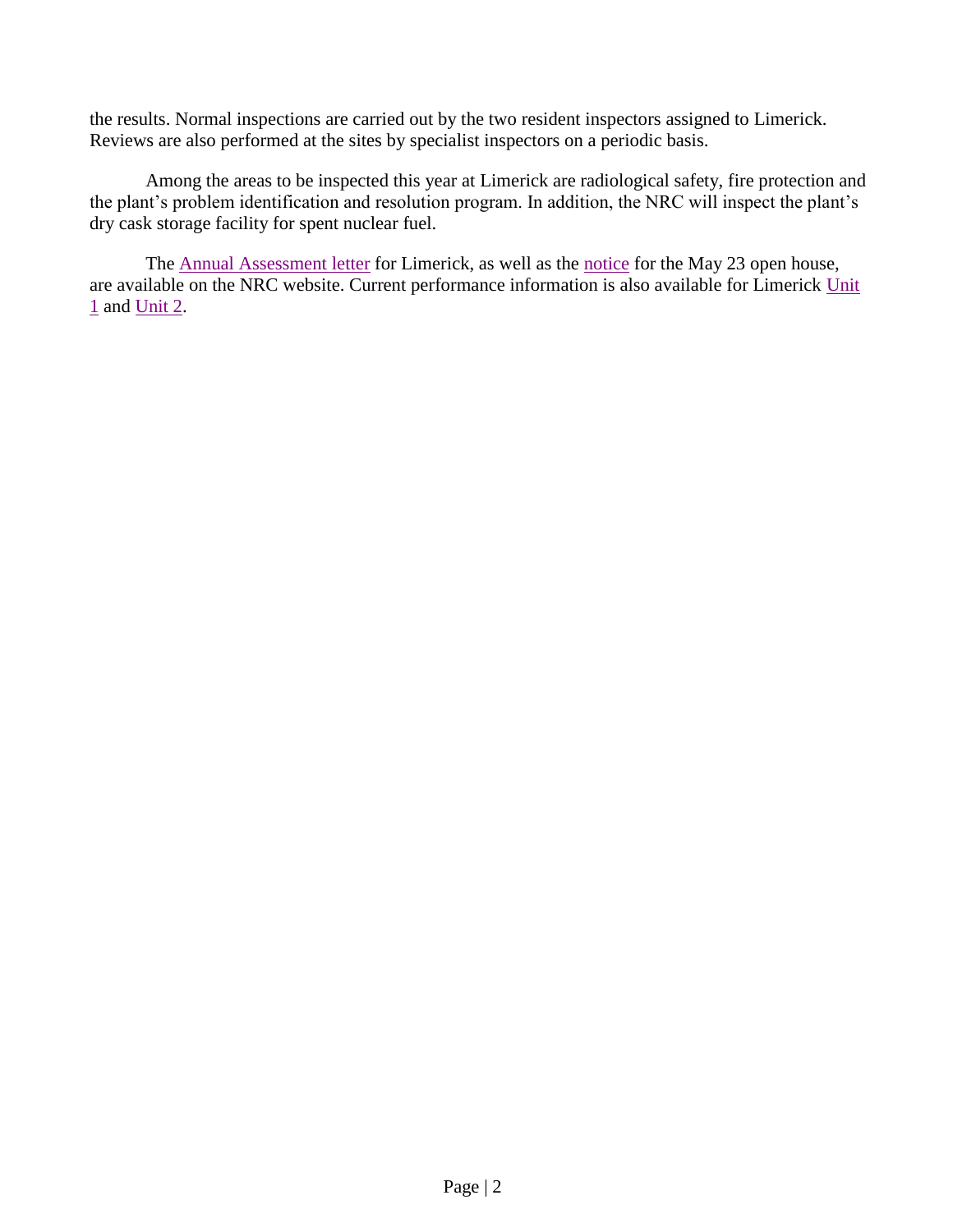the results. Normal inspections are carried out by the two resident inspectors assigned to Limerick. Reviews are also performed at the sites by specialist inspectors on a periodic basis.

Among the areas to be inspected this year at Limerick are radiological safety, fire protection and the plant's problem identification and resolution program. In addition, the NRC will inspect the plant's dry cask storage facility for spent nuclear fuel.

The Annual Assessment letter for Limerick, as well as the notice for the May 23 open house, are available on the NRC website. Current performance information is also available for Limerick Unit 1 and Unit 2.